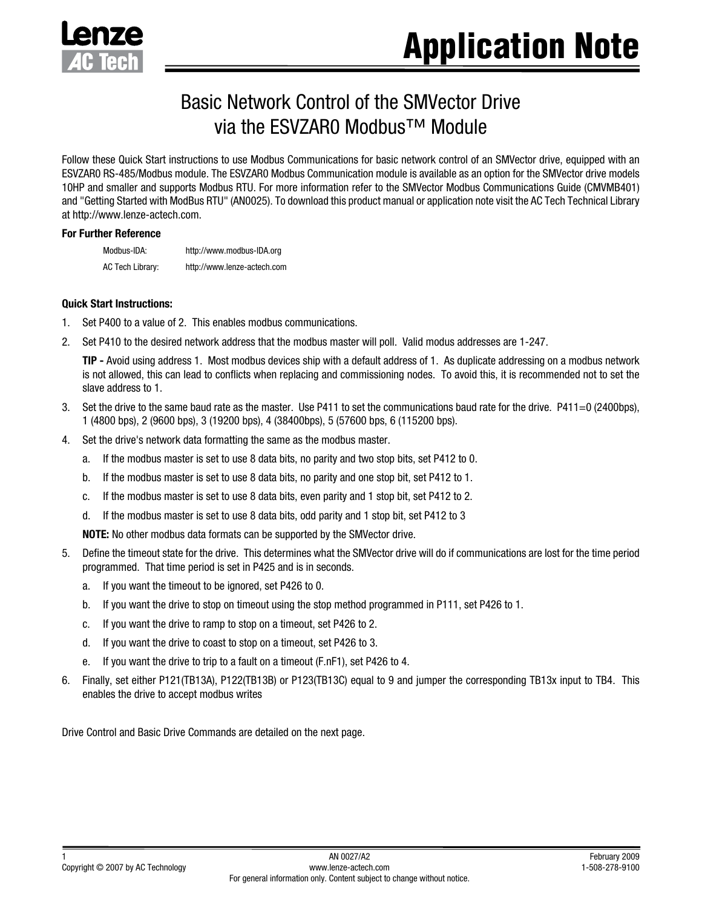# Application Note

## Basic Network Control of the SMVector Drive via the ESVZAR0 Modbus™ Module

Follow these Quick Start instructions to use Modbus Communications for basic network control of an SMVector drive, equipped with an ESVZAR0 RS-485/Modbus module. The ESVZAR0 Modbus Communication module is available as an option for the SMVector drive models 10HP and smaller and supports Modbus RTU. For more information refer to the SMVector Modbus Communications Guide (CMVMB401) and "Getting Started with ModBus RTU" (AN0025). To download this product manual or application note visit the AC Tech Technical Library at http://www.lenze-actech.com.

**For Further Reference**

| | |
|---|---|
| Modbus-IDA: | http://www.modbus-IDA.org |
| AC Tech Library: | http://www.lenze-actech.com |

**Quick Start Instructions:**

1. Set P400 to a value of 2. This enables modbus communications.
2. Set P410 to the desired network address that the modbus master will poll. Valid modus addresses are 1-247.

   **TIP -** Avoid using address 1. Most modbus devices ship with a default address of 1. As duplicate addressing on a modbus network is not allowed, this can lead to conflicts when replacing and commissioning nodes. To avoid this, it is recommended not to set the slave address to 1.
3. Set the drive to the same baud rate as the master. Use P411 to set the communications baud rate for the drive. P411=0 (2400bps), 1 (4800 bps), 2 (9600 bps), 3 (19200 bps), 4 (38400bps), 5 (57600 bps, 6 (115200 bps).
4. Set the drive's network data formatting the same as the modbus master.
   a. If the modbus master is set to use 8 data bits, no parity and two stop bits, set P412 to 0.
   b. If the modbus master is set to use 8 data bits, no parity and one stop bit, set P412 to 1.
   c. If the modbus master is set to use 8 data bits, even parity and 1 stop bit, set P412 to 2.
   d. If the modbus master is set to use 8 data bits, odd parity and 1 stop bit, set P412 to 3

   **NOTE:** No other modbus data formats can be supported by the SMVector drive.
5. Define the timeout state for the drive. This determines what the SMVector drive will do if communications are lost for the time period programmed. That time period is set in P425 and is in seconds.
   a. If you want the timeout to be ignored, set P426 to 0.
   b. If you want the drive to stop on timeout using the stop method programmed in P111, set P426 to 1.
   c. If you want the drive to ramp to stop on a timeout, set P426 to 2.
   d. If you want the drive to coast to stop on a timeout, set P426 to 3.
   e. If you want the drive to trip to a fault on a timeout (F.nF1), set P426 to 4.
6. Finally, set either P121(TB13A), P122(TB13B) or P123(TB13C) equal to 9 and jumper the corresponding TB13x input to TB4. This enables the drive to accept modbus writes

Drive Control and Basic Drive Commands are detailed on the next page.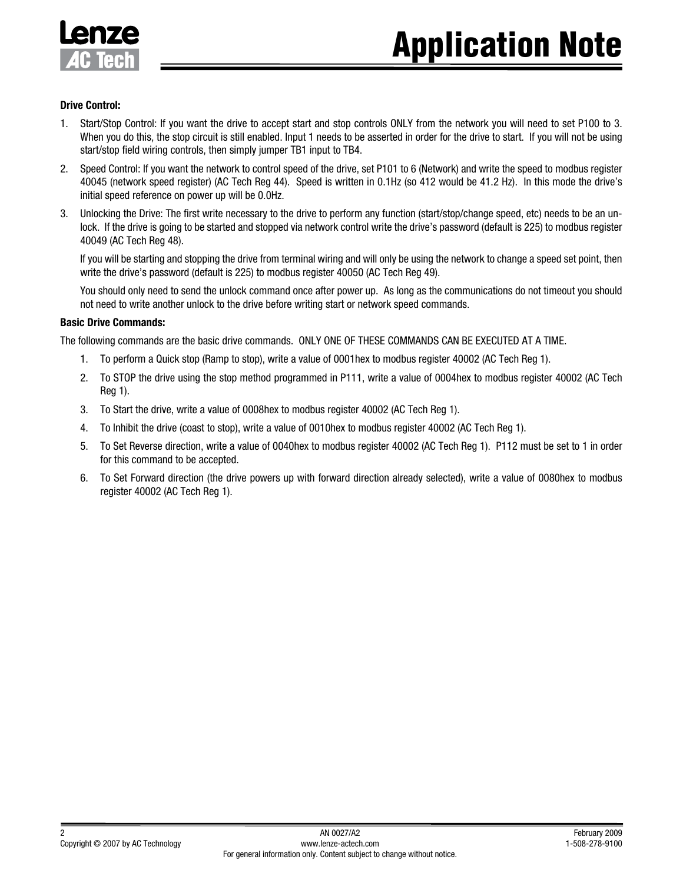**Drive Control:**

1. Start/Stop Control: If you want the drive to accept start and stop controls ONLY from the network you will need to set P100 to 3. When you do this, the stop circuit is still enabled. Input 1 needs to be asserted in order for the drive to start. If you will not be using start/stop field wiring controls, then simply jumper TB1 input to TB4.
2. Speed Control: If you want the network to control speed of the drive, set P101 to 6 (Network) and write the speed to modbus register 40045 (network speed register) (AC Tech Reg 44). Speed is written in 0.1Hz (so 412 would be 41.2 Hz). In this mode the drive's initial speed reference on power up will be 0.0Hz.
3. Unlocking the Drive: The first write necessary to the drive to perform any function (start/stop/change speed, etc) needs to be an unlock. If the drive is going to be started and stopped via network control write the drive's password (default is 225) to modbus register 40049 (AC Tech Reg 48).

   If you will be starting and stopping the drive from terminal wiring and will only be using the network to change a speed set point, then write the drive's password (default is 225) to modbus register 40050 (AC Tech Reg 49).

   You should only need to send the unlock command once after power up. As long as the communications do not timeout you should not need to write another unlock to the drive before writing start or network speed commands.

**Basic Drive Commands:**

The following commands are the basic drive commands. ONLY ONE OF THESE COMMANDS CAN BE EXECUTED AT A TIME.

1. To perform a Quick stop (Ramp to stop), write a value of 0001hex to modbus register 40002 (AC Tech Reg 1).
2. To STOP the drive using the stop method programmed in P111, write a value of 0004hex to modbus register 40002 (AC Tech Reg 1).
3. To Start the drive, write a value of 0008hex to modbus register 40002 (AC Tech Reg 1).
4. To Inhibit the drive (coast to stop), write a value of 0010hex to modbus register 40002 (AC Tech Reg 1).
5. To Set Reverse direction, write a value of 0040hex to modbus register 40002 (AC Tech Reg 1). P112 must be set to 1 in order for this command to be accepted.
6. To Set Forward direction (the drive powers up with forward direction already selected), write a value of 0080hex to modbus register 40002 (AC Tech Reg 1).